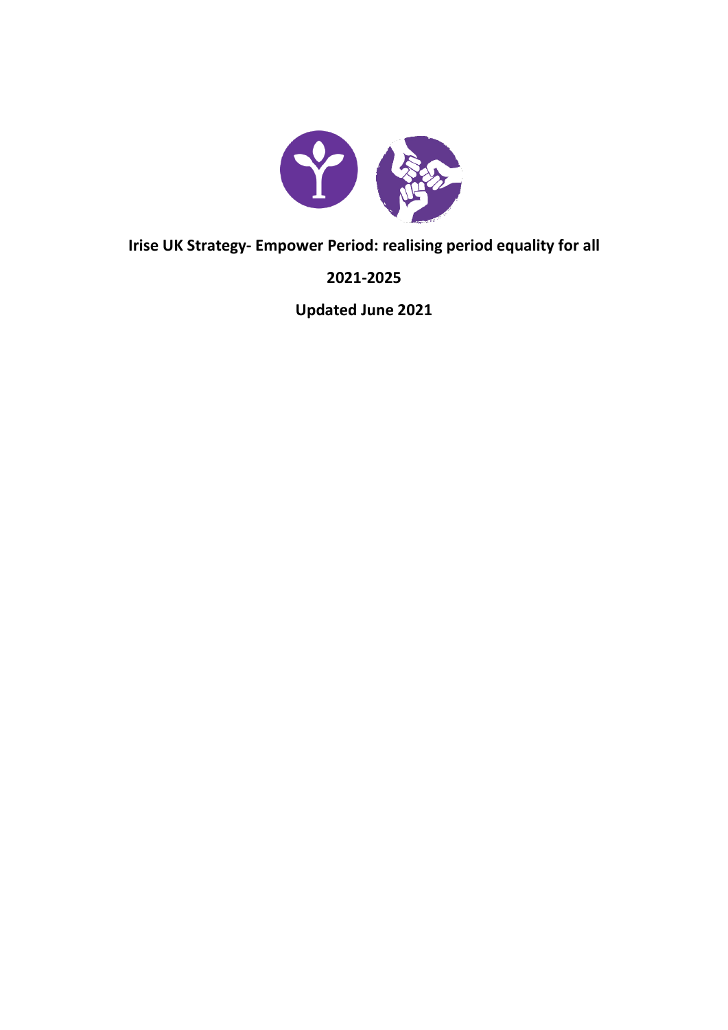# Irise UK Strategy- Empower Period: realising period equality for all

**2021-2025**

**Updated June 2021**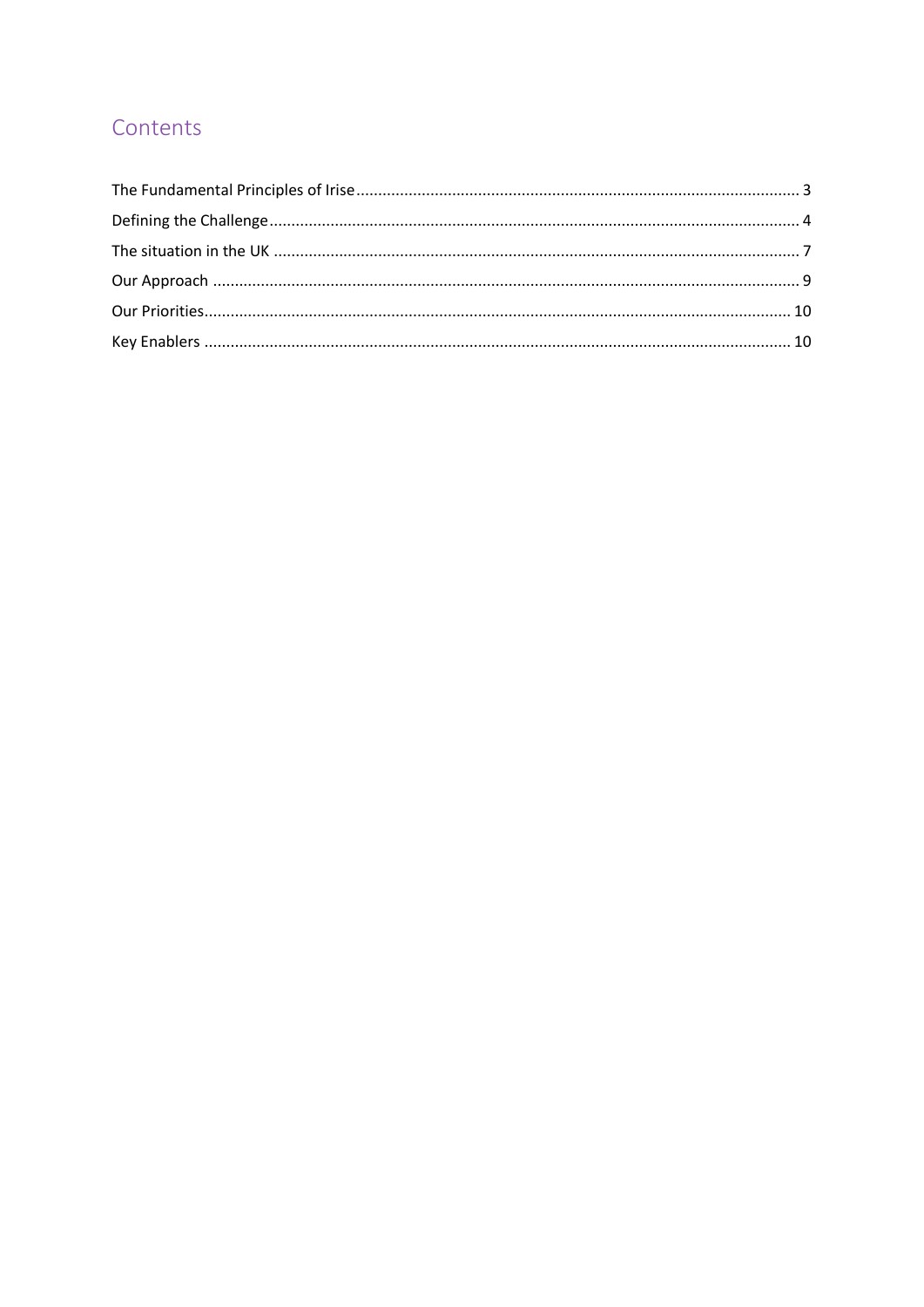# Contents

The Fundamental Principles of Irise .......... 3

Defining the Challenge .......... 4

The situation in the UK .......... 7

Our Approach .......... 9

Our Priorities .......... 10

Key Enablers .......... 10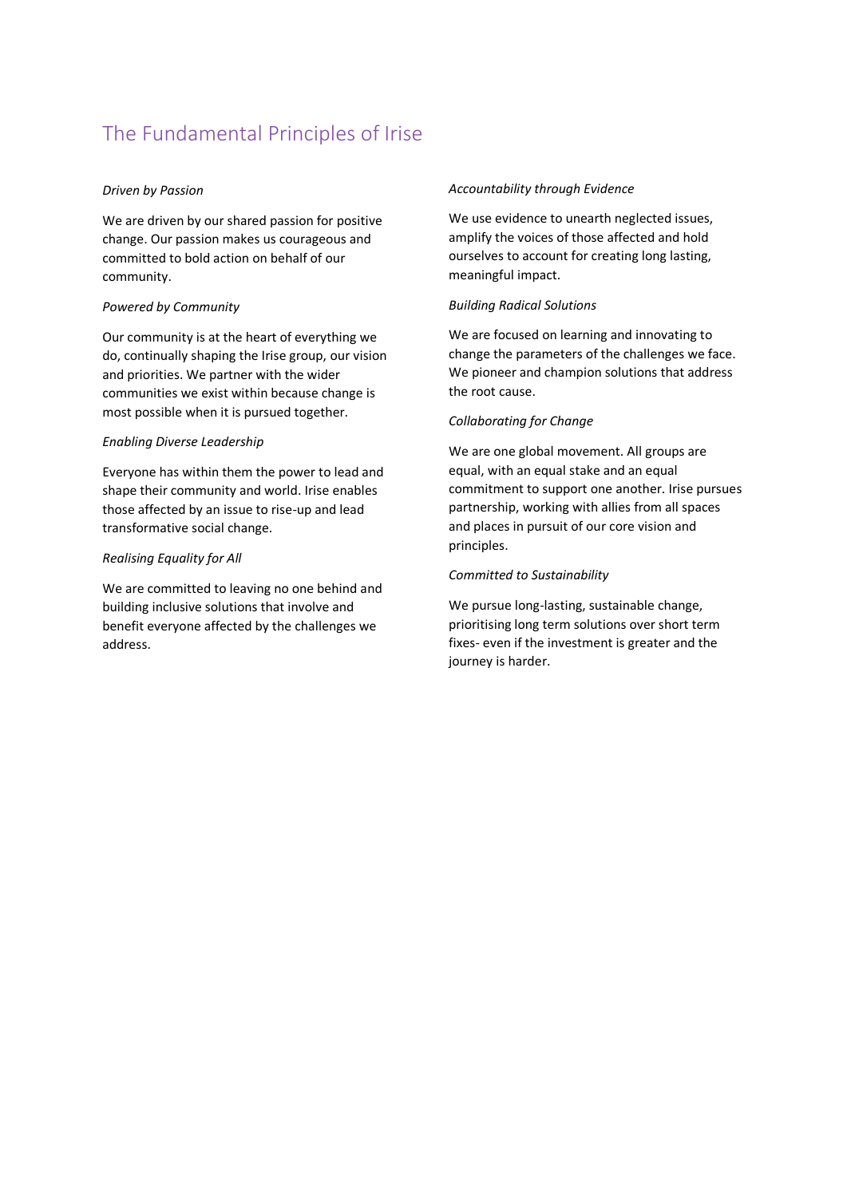# The Fundamental Principles of Irise

*Driven by Passion*

We are driven by our shared passion for positive change. Our passion makes us courageous and committed to bold action on behalf of our community.

*Powered by Community*

Our community is at the heart of everything we do, continually shaping the Irise group, our vision and priorities. We partner with the wider communities we exist within because change is most possible when it is pursued together.

*Enabling Diverse Leadership*

Everyone has within them the power to lead and shape their community and world. Irise enables those affected by an issue to rise-up and lead transformative social change.

*Realising Equality for All*

We are committed to leaving no one behind and building inclusive solutions that involve and benefit everyone affected by the challenges we address.

*Accountability through Evidence*

We use evidence to unearth neglected issues, amplify the voices of those affected and hold ourselves to account for creating long lasting, meaningful impact.

*Building Radical Solutions*

We are focused on learning and innovating to change the parameters of the challenges we face. We pioneer and champion solutions that address the root cause.

*Collaborating for Change*

We are one global movement. All groups are equal, with an equal stake and an equal commitment to support one another. Irise pursues partnership, working with allies from all spaces and places in pursuit of our core vision and principles.

*Committed to Sustainability*

We pursue long-lasting, sustainable change, prioritising long term solutions over short term fixes- even if the investment is greater and the journey is harder.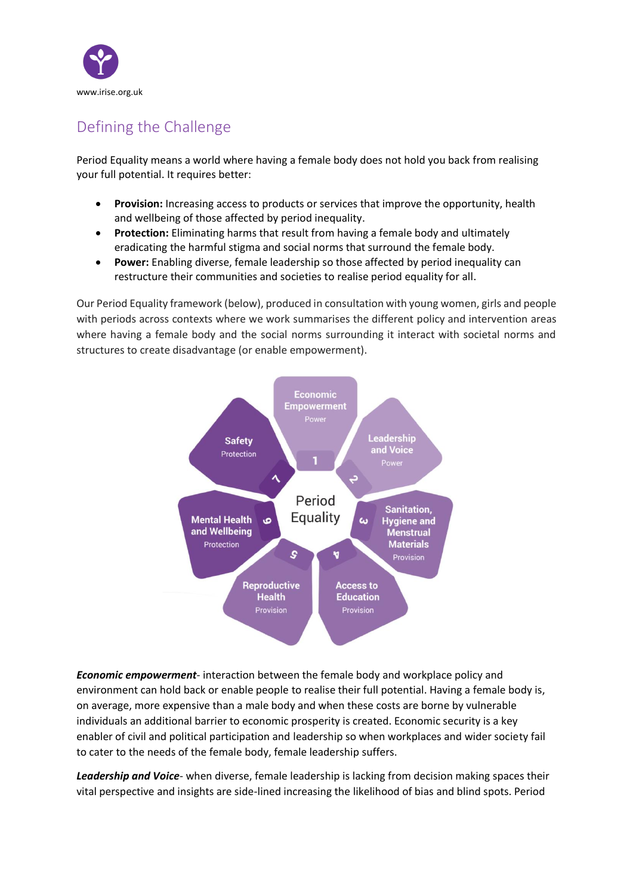## Defining the Challenge

Period Equality means a world where having a female body does not hold you back from realising your full potential. It requires better:

- **Provision:** Increasing access to products or services that improve the opportunity, health and wellbeing of those affected by period inequality.
- **Protection:** Eliminating harms that result from having a female body and ultimately eradicating the harmful stigma and social norms that surround the female body.
- **Power:** Enabling diverse, female leadership so those affected by period inequality can restructure their communities and societies to realise period equality for all.

Our Period Equality framework (below), produced in consultation with young women, girls and people with periods across contexts where we work summarises the different policy and intervention areas where having a female body and the social norms surrounding it interact with societal norms and structures to create disadvantage (or enable empowerment).

***Economic empowerment***- interaction between the female body and workplace policy and environment can hold back or enable people to realise their full potential. Having a female body is, on average, more expensive than a male body and when these costs are borne by vulnerable individuals an additional barrier to economic prosperity is created. Economic security is a key enabler of civil and political participation and leadership so when workplaces and wider society fail to cater to the needs of the female body, female leadership suffers.

***Leadership and Voice***- when diverse, female leadership is lacking from decision making spaces their vital perspective and insights are side-lined increasing the likelihood of bias and blind spots. Period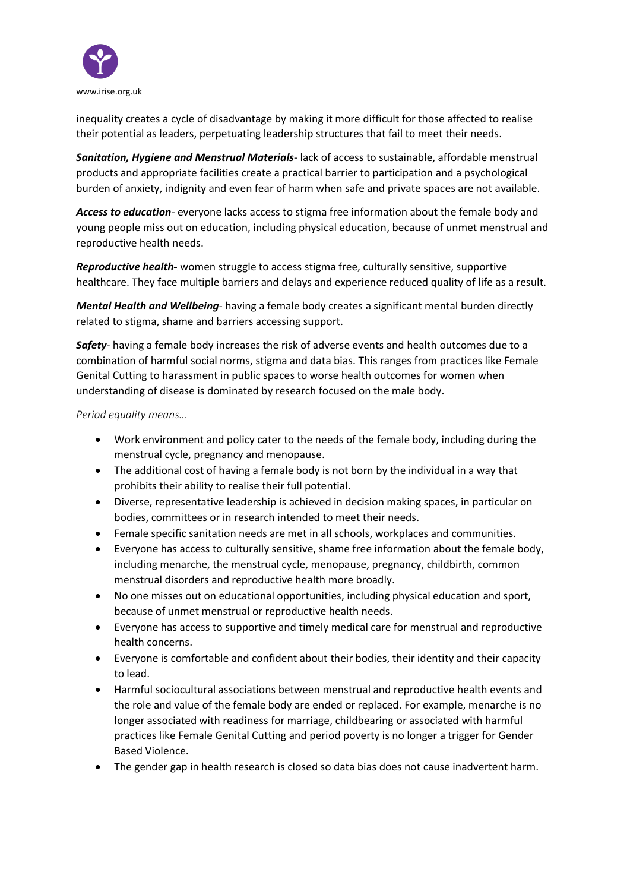inequality creates a cycle of disadvantage by making it more difficult for those affected to realise their potential as leaders, perpetuating leadership structures that fail to meet their needs.

***Sanitation, Hygiene and Menstrual Materials***- lack of access to sustainable, affordable menstrual products and appropriate facilities create a practical barrier to participation and a psychological burden of anxiety, indignity and even fear of harm when safe and private spaces are not available.

***Access to education***- everyone lacks access to stigma free information about the female body and young people miss out on education, including physical education, because of unmet menstrual and reproductive health needs.

***Reproductive health***- women struggle to access stigma free, culturally sensitive, supportive healthcare. They face multiple barriers and delays and experience reduced quality of life as a result.

***Mental Health and Wellbeing***- having a female body creates a significant mental burden directly related to stigma, shame and barriers accessing support.

***Safety***- having a female body increases the risk of adverse events and health outcomes due to a combination of harmful social norms, stigma and data bias. This ranges from practices like Female Genital Cutting to harassment in public spaces to worse health outcomes for women when understanding of disease is dominated by research focused on the male body.

*Period equality means…*

- Work environment and policy cater to the needs of the female body, including during the menstrual cycle, pregnancy and menopause.
- The additional cost of having a female body is not born by the individual in a way that prohibits their ability to realise their full potential.
- Diverse, representative leadership is achieved in decision making spaces, in particular on bodies, committees or in research intended to meet their needs.
- Female specific sanitation needs are met in all schools, workplaces and communities.
- Everyone has access to culturally sensitive, shame free information about the female body, including menarche, the menstrual cycle, menopause, pregnancy, childbirth, common menstrual disorders and reproductive health more broadly.
- No one misses out on educational opportunities, including physical education and sport, because of unmet menstrual or reproductive health needs.
- Everyone has access to supportive and timely medical care for menstrual and reproductive health concerns.
- Everyone is comfortable and confident about their bodies, their identity and their capacity to lead.
- Harmful sociocultural associations between menstrual and reproductive health events and the role and value of the female body are ended or replaced. For example, menarche is no longer associated with readiness for marriage, childbearing or associated with harmful practices like Female Genital Cutting and period poverty is no longer a trigger for Gender Based Violence.
- The gender gap in health research is closed so data bias does not cause inadvertent harm.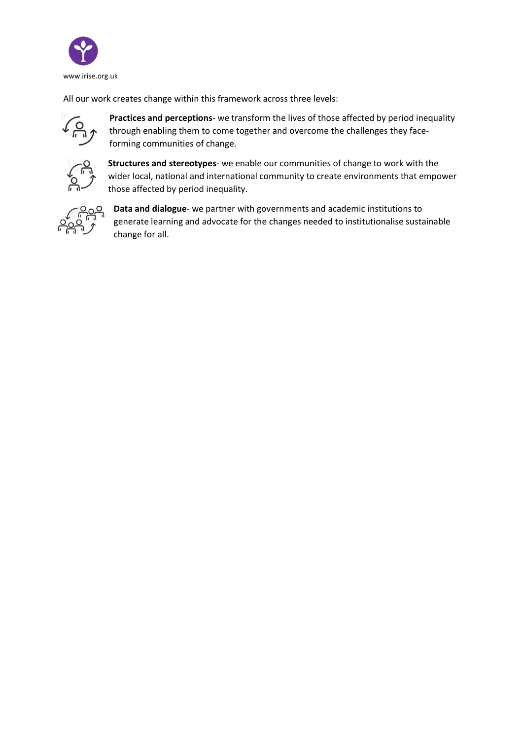All our work creates change within this framework across three levels:

**Practices and perceptions**- we transform the lives of those affected by period inequality through enabling them to come together and overcome the challenges they face- forming communities of change.

**Structures and stereotypes**- we enable our communities of change to work with the wider local, national and international community to create environments that empower those affected by period inequality.

**Data and dialogue**- we partner with governments and academic institutions to generate learning and advocate for the changes needed to institutionalise sustainable change for all.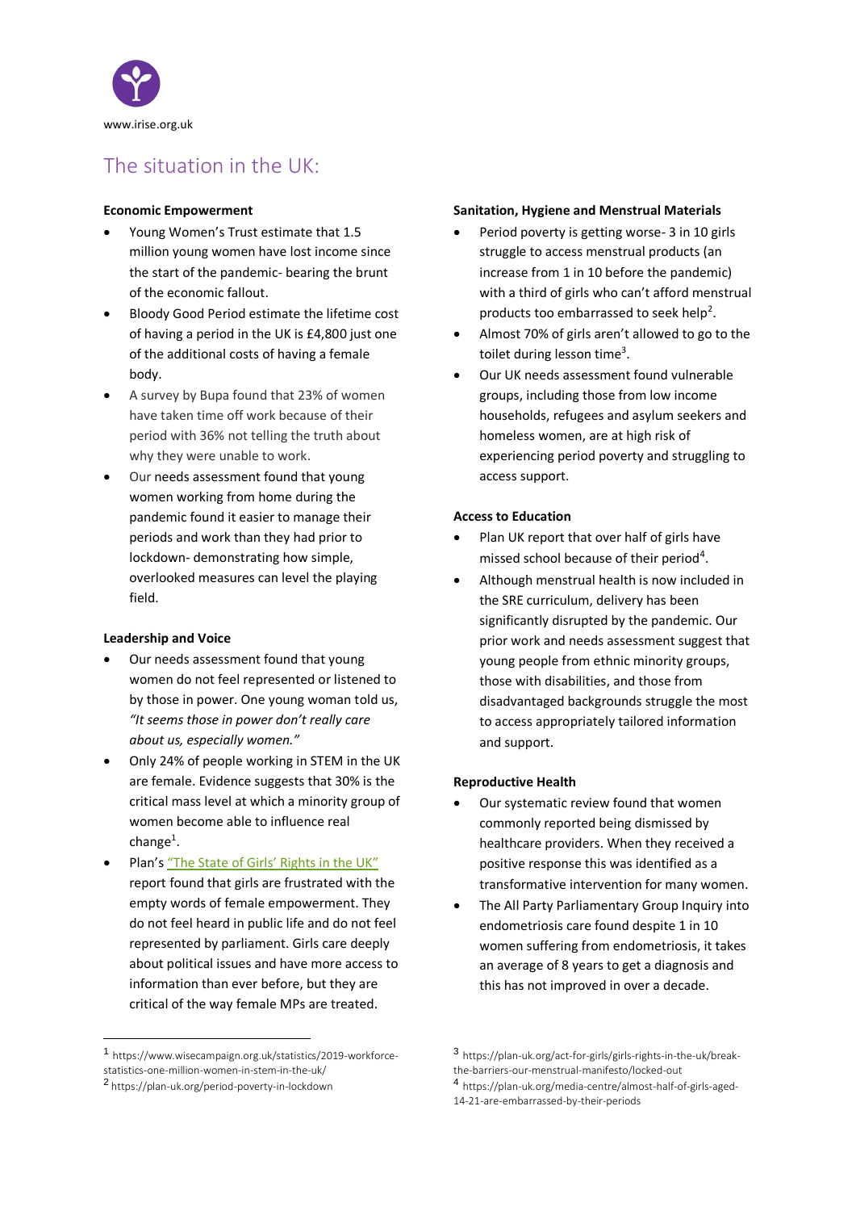www.irise.org.uk

# The situation in the UK:

**Economic Empowerment**

- Young Women's Trust estimate that 1.5 million young women have lost income since the start of the pandemic- bearing the brunt of the economic fallout.
- Bloody Good Period estimate the lifetime cost of having a period in the UK is £4,800 just one of the additional costs of having a female body.
- A survey by Bupa found that 23% of women have taken time off work because of their period with 36% not telling the truth about why they were unable to work.
- Our needs assessment found that young women working from home during the pandemic found it easier to manage their periods and work than they had prior to lockdown- demonstrating how simple, overlooked measures can level the playing field.

**Leadership and Voice**

- Our needs assessment found that young women do not feel represented or listened to by those in power. One young woman told us, *"It seems those in power don't really care about us, especially women."*
- Only 24% of people working in STEM in the UK are female. Evidence suggests that 30% is the critical mass level at which a minority group of women become able to influence real change[1].
- Plan's "The State of Girls' Rights in the UK" report found that girls are frustrated with the empty words of female empowerment. They do not feel heard in public life and do not feel represented by parliament. Girls care deeply about political issues and have more access to information than ever before, but they are critical of the way female MPs are treated.

**Sanitation, Hygiene and Menstrual Materials**

- Period poverty is getting worse- 3 in 10 girls struggle to access menstrual products (an increase from 1 in 10 before the pandemic) with a third of girls who can't afford menstrual products too embarrassed to seek help[2].
- Almost 70% of girls aren't allowed to go to the toilet during lesson time[3].
- Our UK needs assessment found vulnerable groups, including those from low income households, refugees and asylum seekers and homeless women, are at high risk of experiencing period poverty and struggling to access support.

**Access to Education**

- Plan UK report that over half of girls have missed school because of their period[4].
- Although menstrual health is now included in the SRE curriculum, delivery has been significantly disrupted by the pandemic. Our prior work and needs assessment suggest that young people from ethnic minority groups, those with disabilities, and those from disadvantaged backgrounds struggle the most to access appropriately tailored information and support.

**Reproductive Health**

- Our systematic review found that women commonly reported being dismissed by healthcare providers. When they received a positive response this was identified as a transformative intervention for many women.
- The All Party Parliamentary Group Inquiry into endometriosis care found despite 1 in 10 women suffering from endometriosis, it takes an average of 8 years to get a diagnosis and this has not improved in over a decade.

---

[1] https://www.wisecampaign.org.uk/statistics/2019-workforce-statistics-one-million-women-in-stem-in-the-uk/

[2] https://plan-uk.org/period-poverty-in-lockdown

[3] https://plan-uk.org/act-for-girls/girls-rights-in-the-uk/break-the-barriers-our-menstrual-manifesto/locked-out

[4] https://plan-uk.org/media-centre/almost-half-of-girls-aged-14-21-are-embarrassed-by-their-periods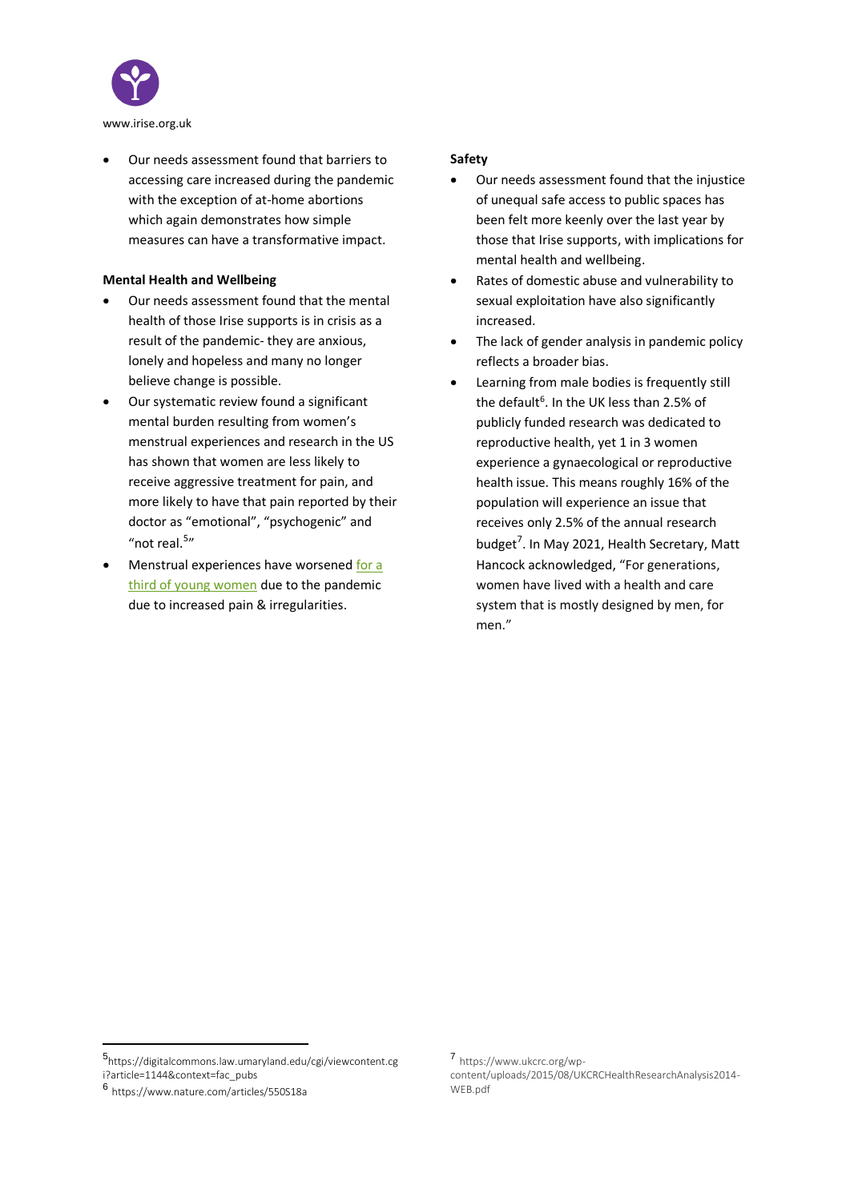- Our needs assessment found that barriers to accessing care increased during the pandemic with the exception of at-home abortions which again demonstrates how simple measures can have a transformative impact.

**Mental Health and Wellbeing**

- Our needs assessment found that the mental health of those Irise supports is in crisis as a result of the pandemic- they are anxious, lonely and hopeless and many no longer believe change is possible.
- Our systematic review found a significant mental burden resulting from women's menstrual experiences and research in the US has shown that women are less likely to receive aggressive treatment for pain, and more likely to have that pain reported by their doctor as "emotional", "psychogenic" and "not real.[5]"
- Menstrual experiences have worsened for a third of young women due to the pandemic due to increased pain & irregularities.

**Safety**

- Our needs assessment found that the injustice of unequal safe access to public spaces has been felt more keenly over the last year by those that Irise supports, with implications for mental health and wellbeing.
- Rates of domestic abuse and vulnerability to sexual exploitation have also significantly increased.
- The lack of gender analysis in pandemic policy reflects a broader bias.
- Learning from male bodies is frequently still the default[6]. In the UK less than 2.5% of publicly funded research was dedicated to reproductive health, yet 1 in 3 women experience a gynaecological or reproductive health issue. This means roughly 16% of the population will experience an issue that receives only 2.5% of the annual research budget[7]. In May 2021, Health Secretary, Matt Hancock acknowledged, "For generations, women have lived with a health and care system that is mostly designed by men, for men."

[5] https://digitalcommons.law.umaryland.edu/cgi/viewcontent.cgi?article=1144&context=fac_pubs

[6] https://www.nature.com/articles/550S18a

[7] https://www.ukcrc.org/wp-content/uploads/2015/08/UKCRCHealthResearchAnalysis2014-WEB.pdf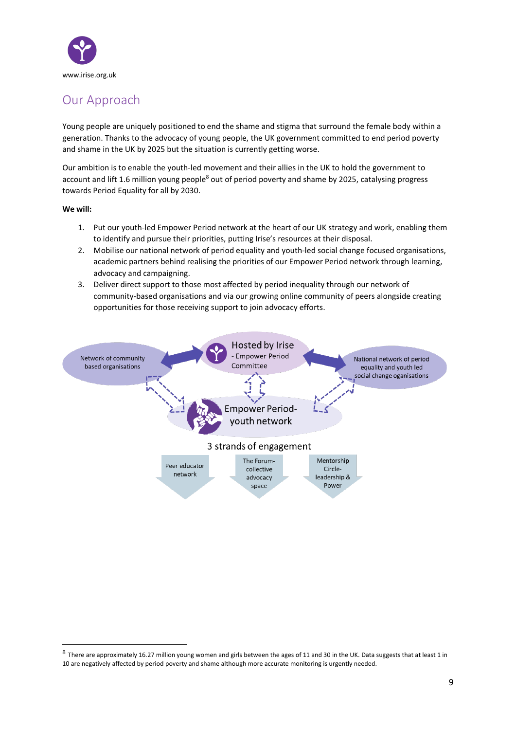## Our Approach

Young people are uniquely positioned to end the shame and stigma that surround the female body within a generation. Thanks to the advocacy of young people, the UK government committed to end period poverty and shame in the UK by 2025 but the situation is currently getting worse.

Our ambition is to enable the youth-led movement and their allies in the UK to hold the government to account and lift 1.6 million young people[8] out of period poverty and shame by 2025, catalysing progress towards Period Equality for all by 2030.

**We will:**

1. Put our youth-led Empower Period network at the heart of our UK strategy and work, enabling them to identify and pursue their priorities, putting Irise's resources at their disposal.
2. Mobilise our national network of period equality and youth-led social change focused organisations, academic partners behind realising the priorities of our Empower Period network through learning, advocacy and campaigning.
3. Deliver direct support to those most affected by period inequality through our network of community-based organisations and via our growing online community of peers alongside creating opportunities for those receiving support to join advocacy efforts.

Network of community based organisations

Hosted by Irise - Empower Period Committee

National network of period equality and youth led social change oganisations

Empower Period- youth network

3 strands of engagement

Peer educator network

The Forum- collective advocacy space

Mentorship Circle- leadership & Power

---

[8] There are approximately 16.27 million young women and girls between the ages of 11 and 30 in the UK. Data suggests that at least 1 in 10 are negatively affected by period poverty and shame although more accurate monitoring is urgently needed.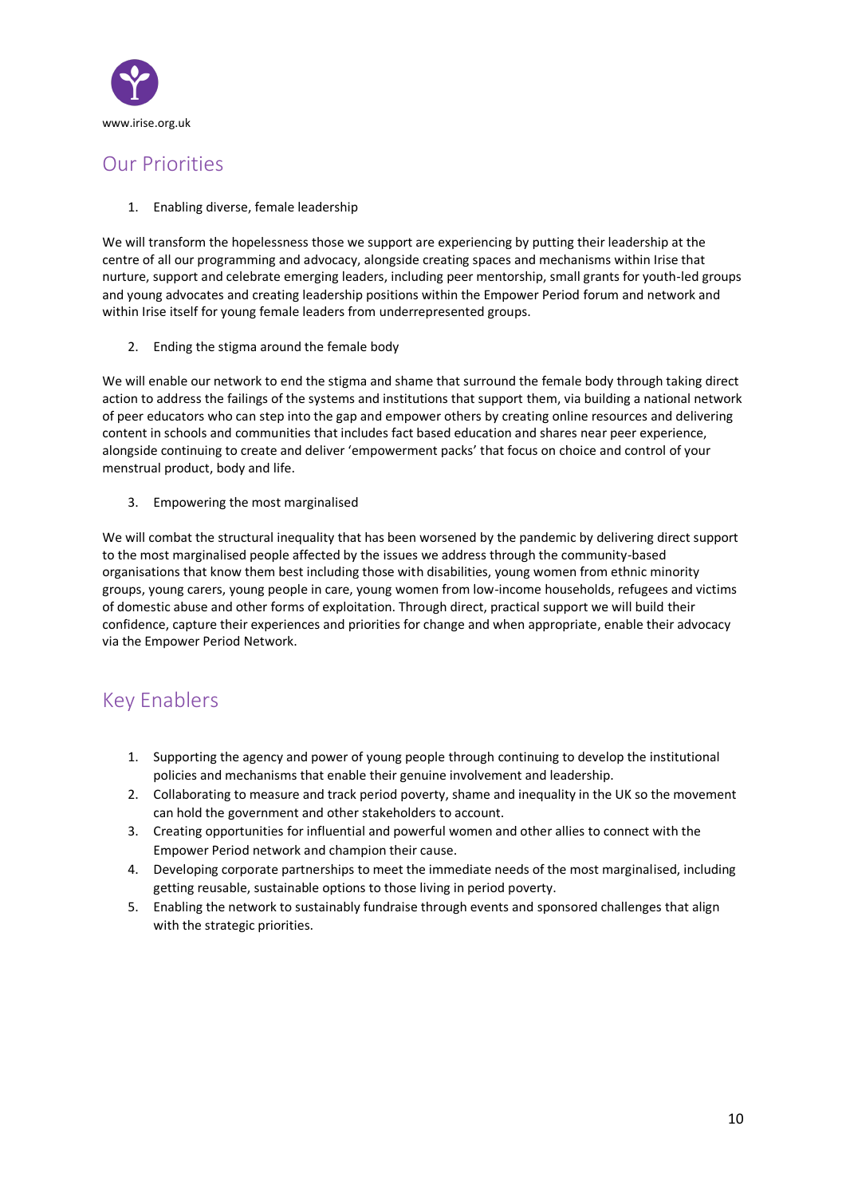www.irise.org.uk

## Our Priorities

1. Enabling diverse, female leadership

We will transform the hopelessness those we support are experiencing by putting their leadership at the centre of all our programming and advocacy, alongside creating spaces and mechanisms within Irise that nurture, support and celebrate emerging leaders, including peer mentorship, small grants for youth-led groups and young advocates and creating leadership positions within the Empower Period forum and network and within Irise itself for young female leaders from underrepresented groups.

2. Ending the stigma around the female body

We will enable our network to end the stigma and shame that surround the female body through taking direct action to address the failings of the systems and institutions that support them, via building a national network of peer educators who can step into the gap and empower others by creating online resources and delivering content in schools and communities that includes fact based education and shares near peer experience, alongside continuing to create and deliver 'empowerment packs' that focus on choice and control of your menstrual product, body and life.

3. Empowering the most marginalised

We will combat the structural inequality that has been worsened by the pandemic by delivering direct support to the most marginalised people affected by the issues we address through the community-based organisations that know them best including those with disabilities, young women from ethnic minority groups, young carers, young people in care, young women from low-income households, refugees and victims of domestic abuse and other forms of exploitation. Through direct, practical support we will build their confidence, capture their experiences and priorities for change and when appropriate, enable their advocacy via the Empower Period Network.

## Key Enablers

1. Supporting the agency and power of young people through continuing to develop the institutional policies and mechanisms that enable their genuine involvement and leadership.
2. Collaborating to measure and track period poverty, shame and inequality in the UK so the movement can hold the government and other stakeholders to account.
3. Creating opportunities for influential and powerful women and other allies to connect with the Empower Period network and champion their cause.
4. Developing corporate partnerships to meet the immediate needs of the most marginalised, including getting reusable, sustainable options to those living in period poverty.
5. Enabling the network to sustainably fundraise through events and sponsored challenges that align with the strategic priorities.